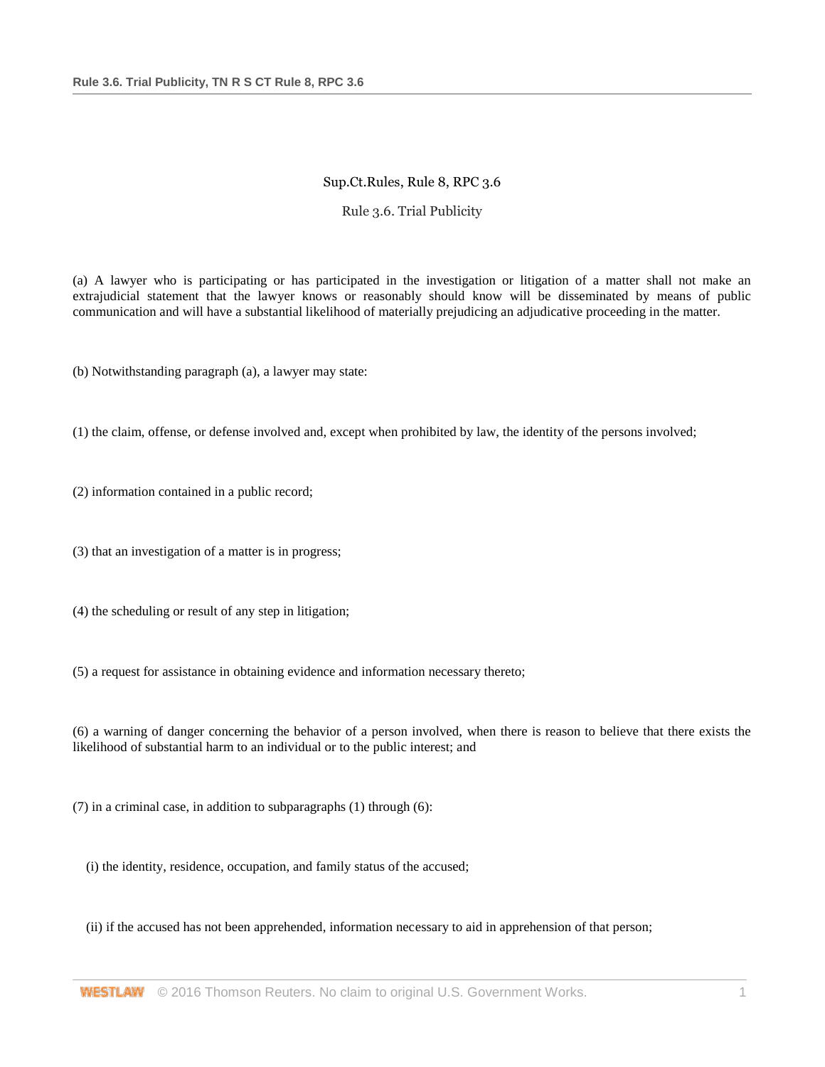Sup.Ct.Rules, Rule 8, RPC 3.6

# Rule 3.6. Trial Publicity

(a) A lawyer who is participating or has participated in the investigation or litigation of a matter shall not make an extrajudicial statement that the lawyer knows or reasonably should know will be disseminated by means of public communication and will have a substantial likelihood of materially prejudicing an adjudicative proceeding in the matter.

(b) Notwithstanding paragraph (a), a lawyer may state:

(1) the claim, offense, or defense involved and, except when prohibited by law, the identity of the persons involved;

(2) information contained in a public record;

(3) that an investigation of a matter is in progress;

(4) the scheduling or result of any step in litigation;

(5) a request for assistance in obtaining evidence and information necessary thereto;

(6) a warning of danger concerning the behavior of a person involved, when there is reason to believe that there exists the likelihood of substantial harm to an individual or to the public interest; and

(7) in a criminal case, in addition to subparagraphs (1) through (6):

(i) the identity, residence, occupation, and family status of the accused;

(ii) if the accused has not been apprehended, information necessary to aid in apprehension of that person;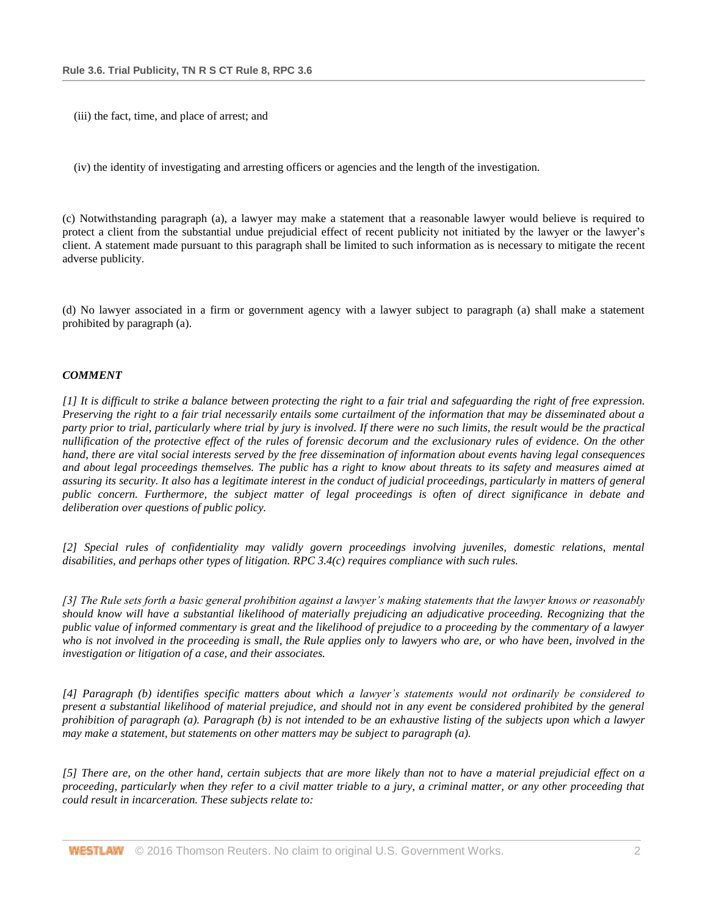(iii) the fact, time, and place of arrest; and

(iv) the identity of investigating and arresting officers or agencies and the length of the investigation.

(c) Notwithstanding paragraph (a), a lawyer may make a statement that a reasonable lawyer would believe is required to protect a client from the substantial undue prejudicial effect of recent publicity not initiated by the lawyer or the lawyer's client. A statement made pursuant to this paragraph shall be limited to such information as is necessary to mitigate the recent adverse publicity.

(d) No lawyer associated in a firm or government agency with a lawyer subject to paragraph (a) shall make a statement prohibited by paragraph (a).

***COMMENT***

*[1] It is difficult to strike a balance between protecting the right to a fair trial and safeguarding the right of free expression. Preserving the right to a fair trial necessarily entails some curtailment of the information that may be disseminated about a party prior to trial, particularly where trial by jury is involved. If there were no such limits, the result would be the practical nullification of the protective effect of the rules of forensic decorum and the exclusionary rules of evidence. On the other hand, there are vital social interests served by the free dissemination of information about events having legal consequences and about legal proceedings themselves. The public has a right to know about threats to its safety and measures aimed at assuring its security. It also has a legitimate interest in the conduct of judicial proceedings, particularly in matters of general public concern. Furthermore, the subject matter of legal proceedings is often of direct significance in debate and deliberation over questions of public policy.*

*[2] Special rules of confidentiality may validly govern proceedings involving juveniles, domestic relations, mental disabilities, and perhaps other types of litigation. RPC 3.4(c) requires compliance with such rules.*

*[3] The Rule sets forth a basic general prohibition against a lawyer's making statements that the lawyer knows or reasonably should know will have a substantial likelihood of materially prejudicing an adjudicative proceeding. Recognizing that the public value of informed commentary is great and the likelihood of prejudice to a proceeding by the commentary of a lawyer who is not involved in the proceeding is small, the Rule applies only to lawyers who are, or who have been, involved in the investigation or litigation of a case, and their associates.*

*[4] Paragraph (b) identifies specific matters about which a lawyer's statements would not ordinarily be considered to present a substantial likelihood of material prejudice, and should not in any event be considered prohibited by the general prohibition of paragraph (a). Paragraph (b) is not intended to be an exhaustive listing of the subjects upon which a lawyer may make a statement, but statements on other matters may be subject to paragraph (a).*

*[5] There are, on the other hand, certain subjects that are more likely than not to have a material prejudicial effect on a proceeding, particularly when they refer to a civil matter triable to a jury, a criminal matter, or any other proceeding that could result in incarceration. These subjects relate to:*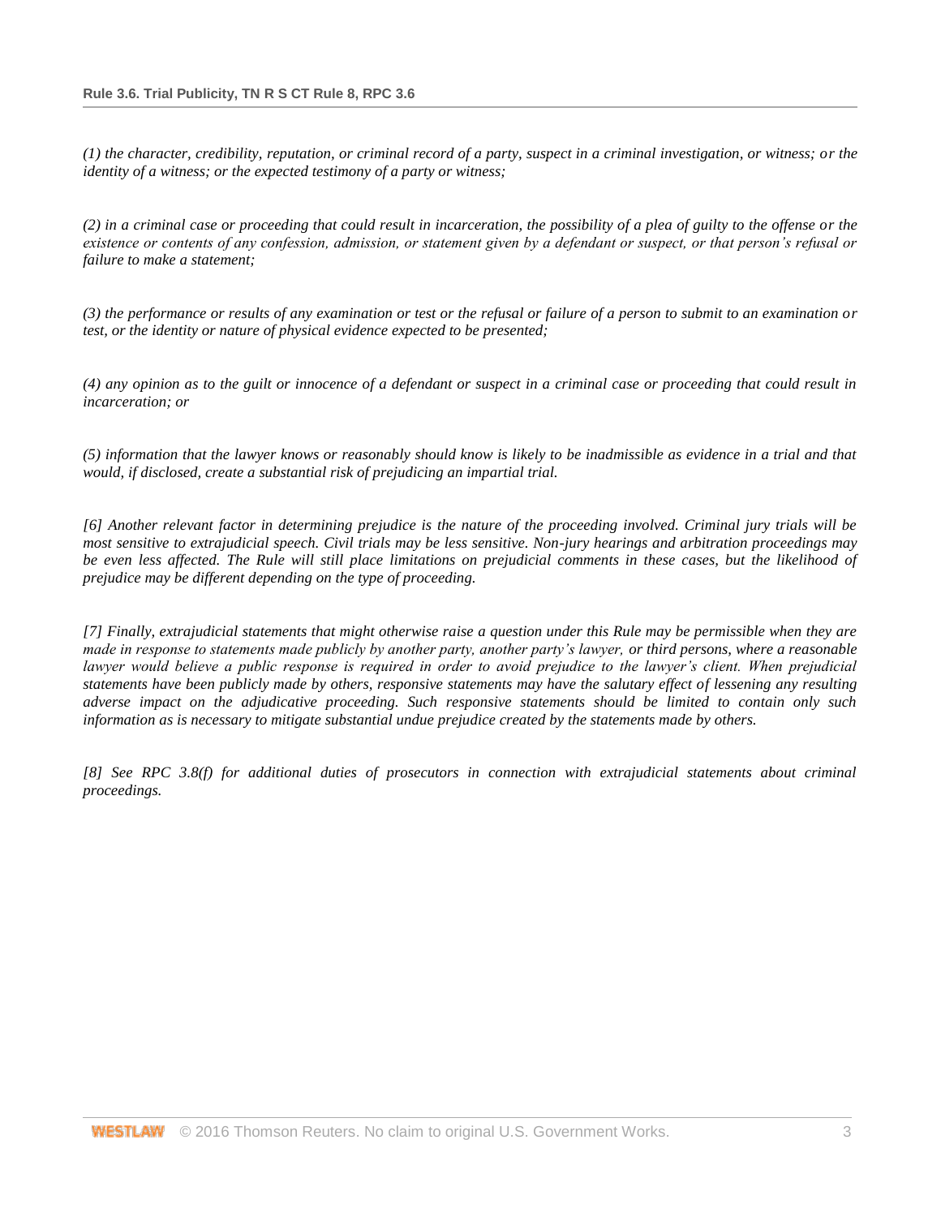*(1) the character, credibility, reputation, or criminal record of a party, suspect in a criminal investigation, or witness; or the identity of a witness; or the expected testimony of a party or witness;*

*(2) in a criminal case or proceeding that could result in incarceration, the possibility of a plea of guilty to the offense or the existence or contents of any confession, admission, or statement given by a defendant or suspect, or that person's refusal or failure to make a statement;*

*(3) the performance or results of any examination or test or the refusal or failure of a person to submit to an examination or test, or the identity or nature of physical evidence expected to be presented;*

*(4) any opinion as to the guilt or innocence of a defendant or suspect in a criminal case or proceeding that could result in incarceration; or*

*(5) information that the lawyer knows or reasonably should know is likely to be inadmissible as evidence in a trial and that would, if disclosed, create a substantial risk of prejudicing an impartial trial.*

*[6] Another relevant factor in determining prejudice is the nature of the proceeding involved. Criminal jury trials will be most sensitive to extrajudicial speech. Civil trials may be less sensitive. Non-jury hearings and arbitration proceedings may be even less affected. The Rule will still place limitations on prejudicial comments in these cases, but the likelihood of prejudice may be different depending on the type of proceeding.*

*[7] Finally, extrajudicial statements that might otherwise raise a question under this Rule may be permissible when they are made in response to statements made publicly by another party, another party's lawyer, or third persons, where a reasonable lawyer would believe a public response is required in order to avoid prejudice to the lawyer's client. When prejudicial statements have been publicly made by others, responsive statements may have the salutary effect of lessening any resulting adverse impact on the adjudicative proceeding. Such responsive statements should be limited to contain only such information as is necessary to mitigate substantial undue prejudice created by the statements made by others.*

*[8] See RPC 3.8(f) for additional duties of prosecutors in connection with extrajudicial statements about criminal proceedings.*